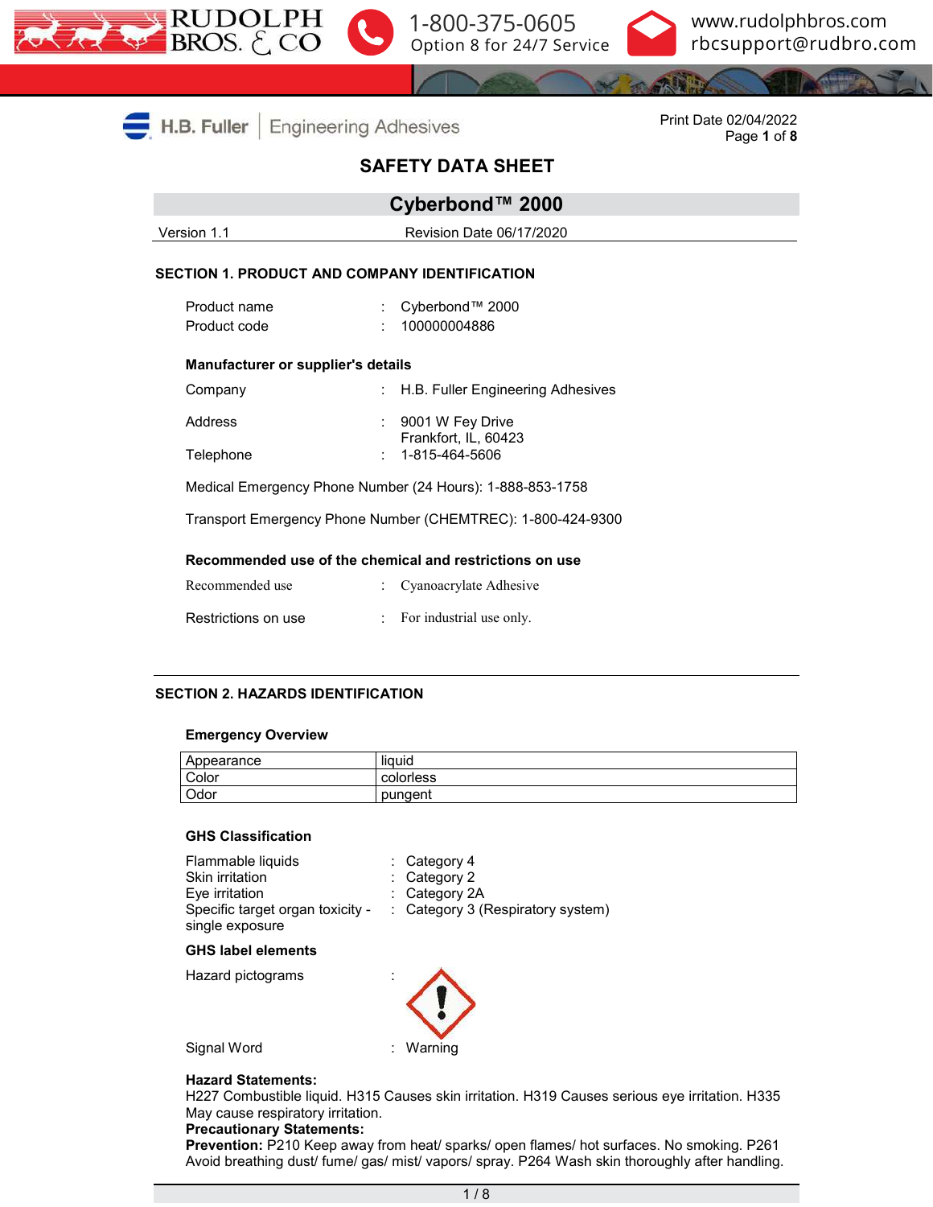Rudolph Bros. & Co — 1-800-375-0605 Option 8 for 24/7 Service — www.rudolphbros.com — rbcsupport@rudbro.com

H.B. Fuller | Engineering Adhesives

Print Date 02/04/2022

# SAFETY DATA SHEET

## Cyberbond™ 2000

Version 1.1 — Revision Date 06/17/2020

## SECTION 1. PRODUCT AND COMPANY IDENTIFICATION

Product name : Cyberbond™ 2000
Product code : 100000004886

### Manufacturer or supplier's details

Company : H.B. Fuller Engineering Adhesives

Address : 9001 W Fey Drive
Frankfort, IL, 60423

Telephone : 1-815-464-5606

Medical Emergency Phone Number (24 Hours): 1-888-853-1758

Transport Emergency Phone Number (CHEMTREC): 1-800-424-9300

### Recommended use of the chemical and restrictions on use

Recommended use : Cyanoacrylate Adhesive

Restrictions on use : For industrial use only.

## SECTION 2. HAZARDS IDENTIFICATION

### Emergency Overview

| | |
|---|---|
| Appearance | liquid |
| Color | colorless |
| Odor | pungent |

### GHS Classification

Flammable liquids : Category 4
Skin irritation : Category 2
Eye irritation : Category 2A
Specific target organ toxicity - single exposure : Category 3 (Respiratory system)

### GHS label elements

Hazard pictograms : (exclamation mark)

Signal Word : Warning

**Hazard Statements:**
H227 Combustible liquid. H315 Causes skin irritation. H319 Causes serious eye irritation. H335 May cause respiratory irritation.
**Precautionary Statements:**
**Prevention:** P210 Keep away from heat/ sparks/ open flames/ hot surfaces. No smoking. P261 Avoid breathing dust/ fume/ gas/ mist/ vapors/ spray. P264 Wash skin thoroughly after handling.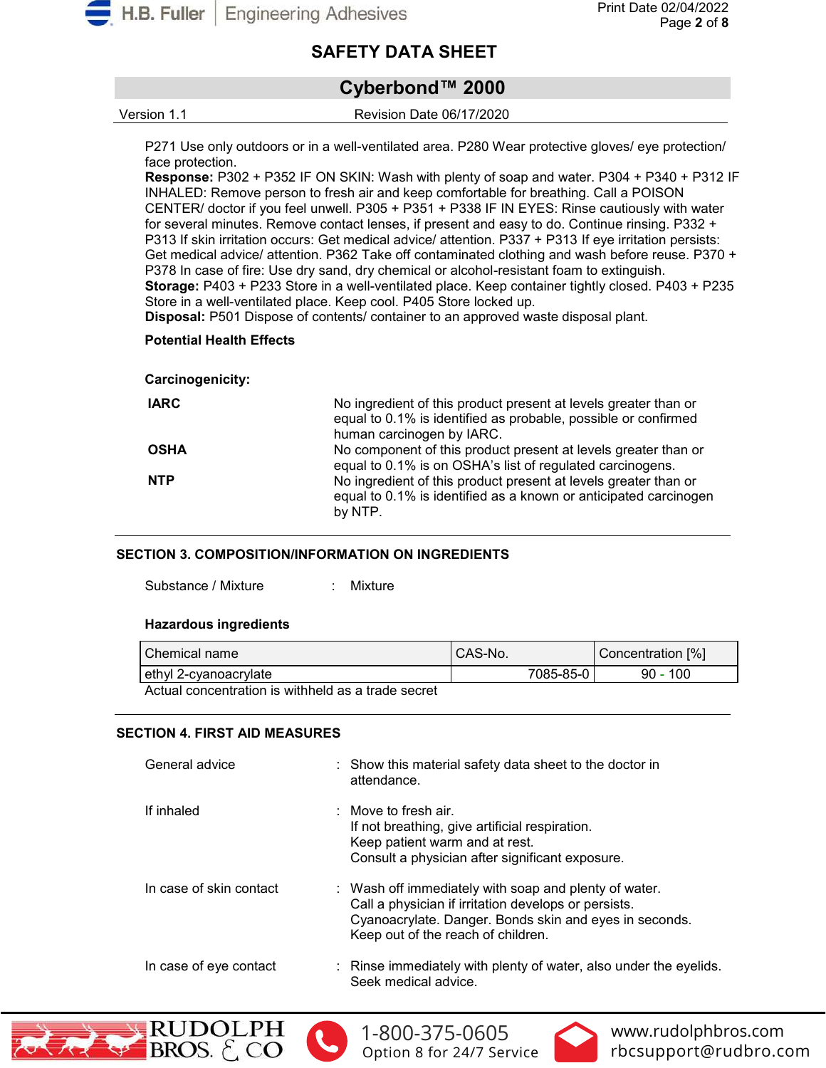P271 Use only outdoors or in a well-ventilated area. P280 Wear protective gloves/ eye protection/ face protection.
**Response:** P302 + P352 IF ON SKIN: Wash with plenty of soap and water. P304 + P340 + P312 IF INHALED: Remove person to fresh air and keep comfortable for breathing. Call a POISON CENTER/ doctor if you feel unwell. P305 + P351 + P338 IF IN EYES: Rinse cautiously with water for several minutes. Remove contact lenses, if present and easy to do. Continue rinsing. P332 + P313 If skin irritation occurs: Get medical advice/ attention. P337 + P313 If eye irritation persists: Get medical advice/ attention. P362 Take off contaminated clothing and wash before reuse. P370 + P378 In case of fire: Use dry sand, dry chemical or alcohol-resistant foam to extinguish.
**Storage:** P403 + P233 Store in a well-ventilated place. Keep container tightly closed. P403 + P235 Store in a well-ventilated place. Keep cool. P405 Store locked up.
**Disposal:** P501 Dispose of contents/ container to an approved waste disposal plant.

**Potential Health Effects**

**Carcinogenicity:**

**IARC** — No ingredient of this product present at levels greater than or equal to 0.1% is identified as probable, possible or confirmed human carcinogen by IARC.

**OSHA** — No component of this product present at levels greater than or equal to 0.1% is on OSHA's list of regulated carcinogens.

**NTP** — No ingredient of this product present at levels greater than or equal to 0.1% is identified as a known or anticipated carcinogen by NTP.

## SECTION 3. COMPOSITION/INFORMATION ON INGREDIENTS

Substance / Mixture : Mixture

**Hazardous ingredients**

| Chemical name | CAS-No. | Concentration [%] |
|---|---|---|
| ethyl 2-cyanoacrylate | 7085-85-0 | 90 - 100 |

Actual concentration is withheld as a trade secret

## SECTION 4. FIRST AID MEASURES

General advice : Show this material safety data sheet to the doctor in attendance.

If inhaled : Move to fresh air.
If not breathing, give artificial respiration.
Keep patient warm and at rest.
Consult a physician after significant exposure.

In case of skin contact : Wash off immediately with soap and plenty of water.
Call a physician if irritation develops or persists.
Cyanoacrylate. Danger. Bonds skin and eyes in seconds.
Keep out of the reach of children.

In case of eye contact : Rinse immediately with plenty of water, also under the eyelids.
Seek medical advice.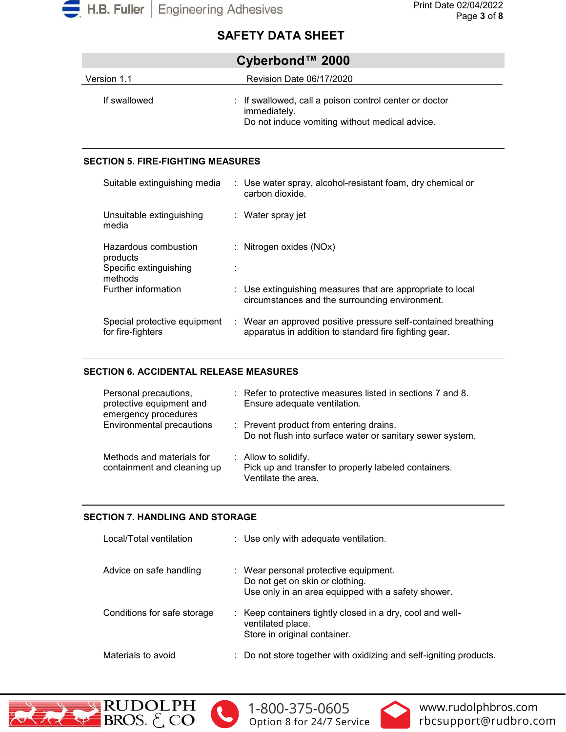| | | |
|---|---|---|
| If swallowed | : | If swallowed, call a poison control center or doctor immediately.<br>Do not induce vomiting without medical advice. |

## SECTION 5. FIRE-FIGHTING MEASURES

| | | |
|---|---|---|
| Suitable extinguishing media | : | Use water spray, alcohol-resistant foam, dry chemical or carbon dioxide. |
| Unsuitable extinguishing media | : | Water spray jet |
| Hazardous combustion products | : | Nitrogen oxides (NOx) |
| Specific extinguishing methods | : | |
| Further information | : | Use extinguishing measures that are appropriate to local circumstances and the surrounding environment. |
| Special protective equipment for fire-fighters | : | Wear an approved positive pressure self-contained breathing apparatus in addition to standard fire fighting gear. |

## SECTION 6. ACCIDENTAL RELEASE MEASURES

| | | |
|---|---|---|
| Personal precautions, protective equipment and emergency procedures | : | Refer to protective measures listed in sections 7 and 8.<br>Ensure adequate ventilation. |
| Environmental precautions | : | Prevent product from entering drains.<br>Do not flush into surface water or sanitary sewer system. |
| Methods and materials for containment and cleaning up | : | Allow to solidify.<br>Pick up and transfer to properly labeled containers.<br>Ventilate the area. |

## SECTION 7. HANDLING AND STORAGE

| | | |
|---|---|---|
| Local/Total ventilation | : | Use only with adequate ventilation. |
| Advice on safe handling | : | Wear personal protective equipment.<br>Do not get on skin or clothing.<br>Use only in an area equipped with a safety shower. |
| Conditions for safe storage | : | Keep containers tightly closed in a dry, cool and well-ventilated place.<br>Store in original container. |
| Materials to avoid | : | Do not store together with oxidizing and self-igniting products. |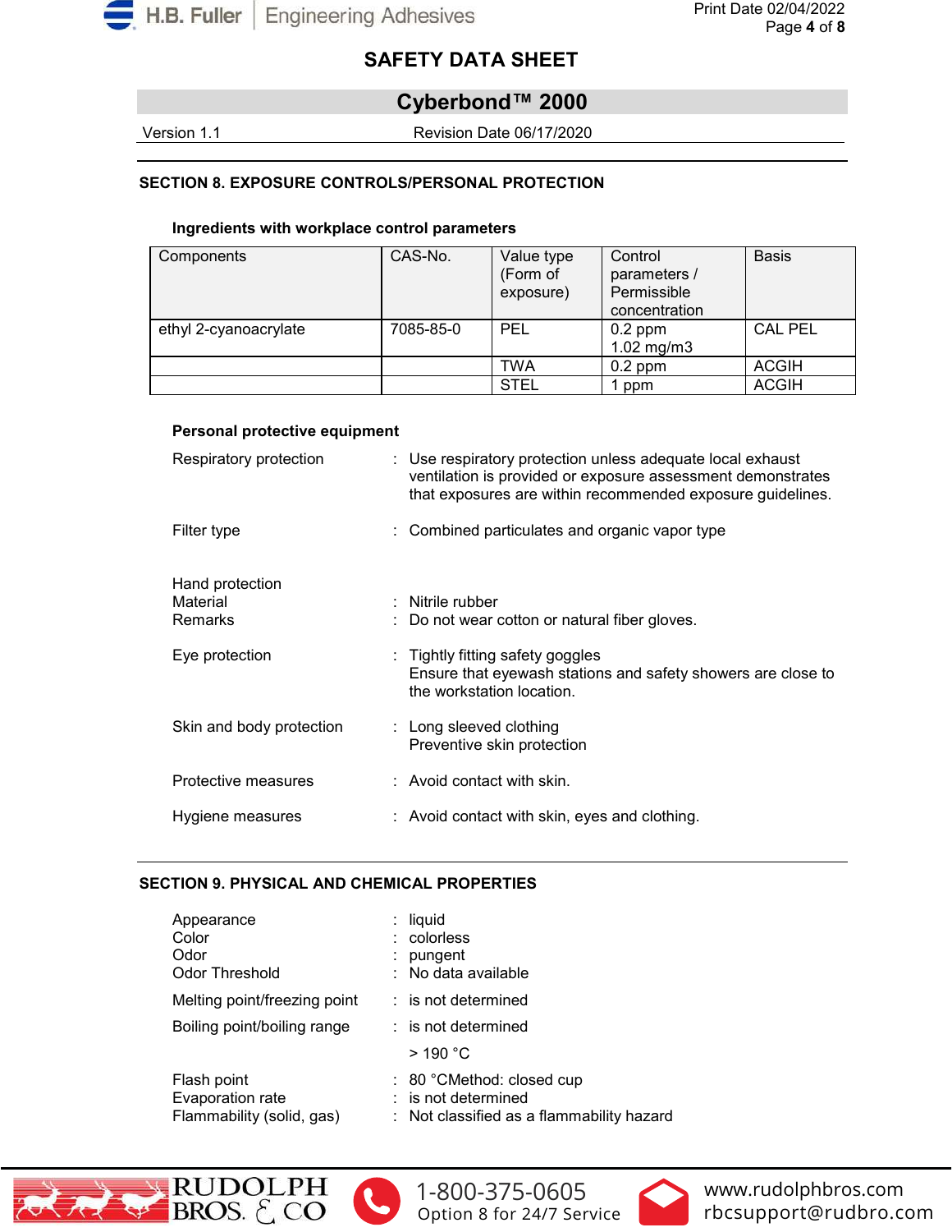## SECTION 8. EXPOSURE CONTROLS/PERSONAL PROTECTION

### Ingredients with workplace control parameters

| Components | CAS-No. | Value type (Form of exposure) | Control parameters / Permissible concentration | Basis |
|---|---|---|---|---|
| ethyl 2-cyanoacrylate | 7085-85-0 | PEL | 0.2 ppm<br>1.02 mg/m3 | CAL PEL |
| | | TWA | 0.2 ppm | ACGIH |
| | | STEL | 1 ppm | ACGIH |

### Personal protective equipment

Respiratory protection : Use respiratory protection unless adequate local exhaust ventilation is provided or exposure assessment demonstrates that exposures are within recommended exposure guidelines.

Filter type : Combined particulates and organic vapor type

Hand protection
Material : Nitrile rubber
Remarks : Do not wear cotton or natural fiber gloves.

Eye protection : Tightly fitting safety goggles
Ensure that eyewash stations and safety showers are close to the workstation location.

Skin and body protection : Long sleeved clothing
Preventive skin protection

Protective measures : Avoid contact with skin.

Hygiene measures : Avoid contact with skin, eyes and clothing.

## SECTION 9. PHYSICAL AND CHEMICAL PROPERTIES

Appearance : liquid
Color : colorless
Odor : pungent
Odor Threshold : No data available

Melting point/freezing point : is not determined

Boiling point/boiling range : is not determined
> 190 °C

Flash point : 80 °CMethod: closed cup
Evaporation rate : is not determined
Flammability (solid, gas) : Not classified as a flammability hazard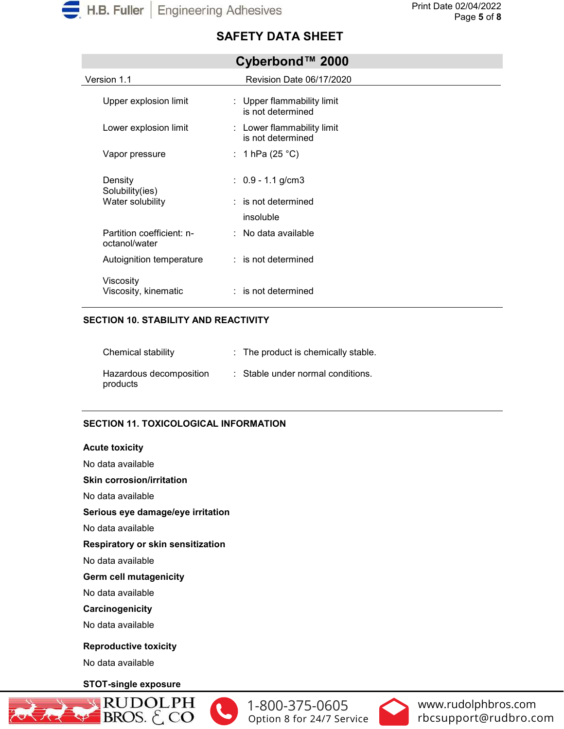| | | |
|---|---|---|
| Upper explosion limit | : | Upper flammability limit is not determined |
| Lower explosion limit | : | Lower flammability limit is not determined |
| Vapor pressure | : | 1 hPa (25 °C) |
| Density | : | 0.9 - 1.1 g/cm3 |
| Solubility(ies) | | |
| Water solubility | : | is not determined |
| | | insoluble |
| Partition coefficient: n-octanol/water | : | No data available |
| Autoignition temperature | : | is not determined |
| Viscosity | | |
| Viscosity, kinematic | : | is not determined |

## SECTION 10. STABILITY AND REACTIVITY

| | | |
|---|---|---|
| Chemical stability | : | The product is chemically stable. |
| Hazardous decomposition products | : | Stable under normal conditions. |

## SECTION 11. TOXICOLOGICAL INFORMATION

**Acute toxicity**

No data available

**Skin corrosion/irritation**

No data available

**Serious eye damage/eye irritation**

No data available

**Respiratory or skin sensitization**

No data available

**Germ cell mutagenicity**

No data available

**Carcinogenicity**

No data available

**Reproductive toxicity**

No data available

**STOT-single exposure**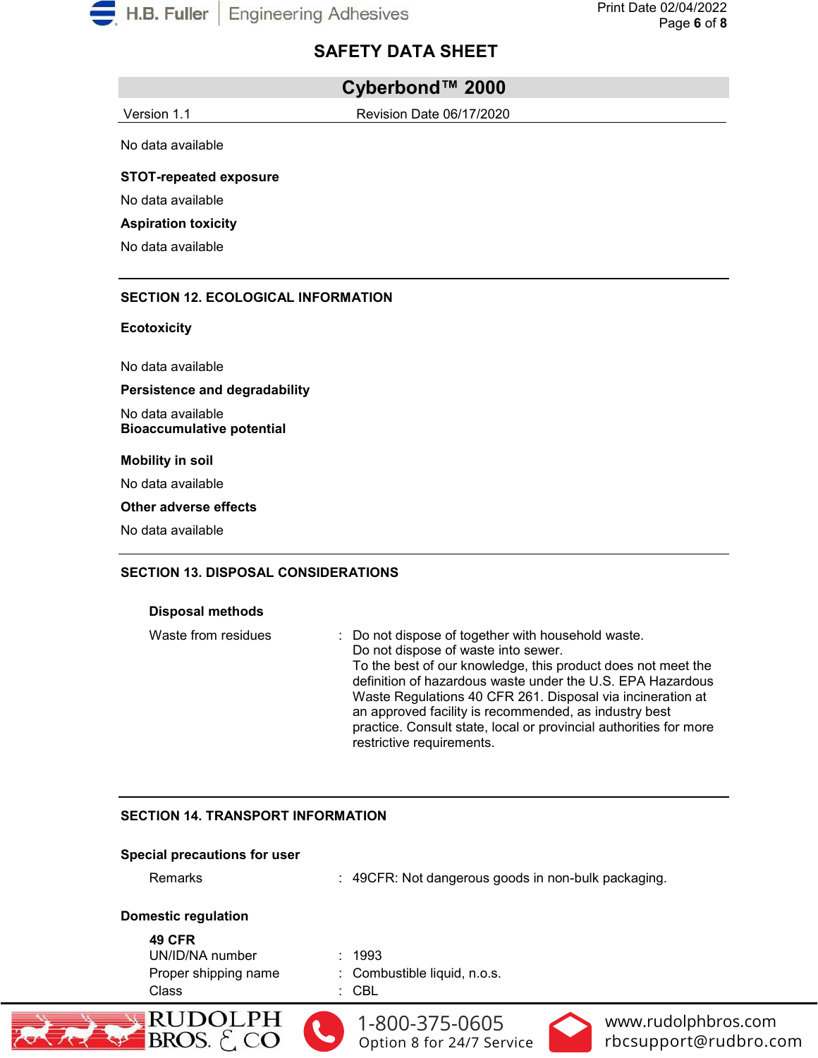No data available

**STOT-repeated exposure**

No data available

**Aspiration toxicity**

No data available

## SECTION 12. ECOLOGICAL INFORMATION

**Ecotoxicity**

No data available

**Persistence and degradability**

No data available

**Bioaccumulative potential**

**Mobility in soil**

No data available

**Other adverse effects**

No data available

## SECTION 13. DISPOSAL CONSIDERATIONS

**Disposal methods**

| | |
|---|---|
| Waste from residues | : Do not dispose of together with household waste. Do not dispose of waste into sewer. To the best of our knowledge, this product does not meet the definition of hazardous waste under the U.S. EPA Hazardous Waste Regulations 40 CFR 261. Disposal via incineration at an approved facility is recommended, as industry best practice. Consult state, local or provincial authorities for more restrictive requirements. |

## SECTION 14. TRANSPORT INFORMATION

**Special precautions for user**

| | |
|---|---|
| Remarks | : 49CFR: Not dangerous goods in non-bulk packaging. |

**Domestic regulation**

**49 CFR**

| | |
|---|---|
| UN/ID/NA number | : 1993 |
| Proper shipping name | : Combustible liquid, n.o.s. |
| Class | : CBL |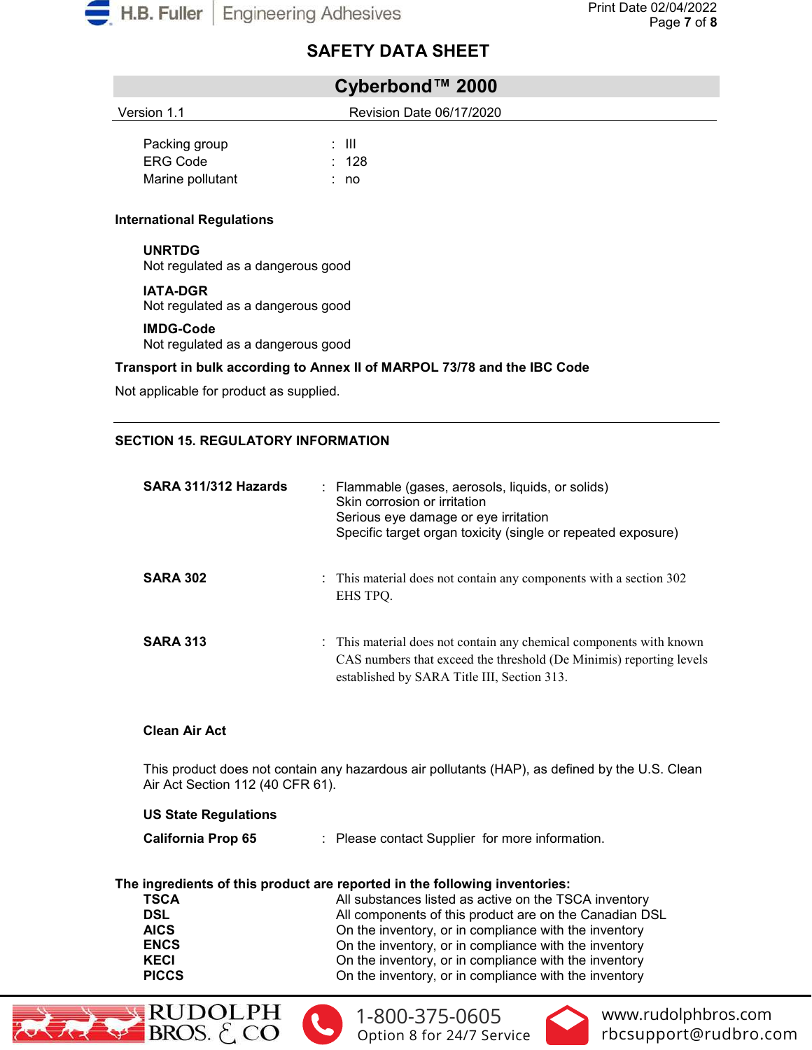Packing group : III
ERG Code : 128
Marine pollutant : no

**International Regulations**

**UNRTDG**
Not regulated as a dangerous good

**IATA-DGR**
Not regulated as a dangerous good

**IMDG-Code**
Not regulated as a dangerous good

**Transport in bulk according to Annex II of MARPOL 73/78 and the IBC Code**

Not applicable for product as supplied.

## SECTION 15. REGULATORY INFORMATION

**SARA 311/312 Hazards** : Flammable (gases, aerosols, liquids, or solids)
Skin corrosion or irritation
Serious eye damage or eye irritation
Specific target organ toxicity (single or repeated exposure)

**SARA 302** : This material does not contain any components with a section 302 EHS TPQ.

**SARA 313** : This material does not contain any chemical components with known CAS numbers that exceed the threshold (De Minimis) reporting levels established by SARA Title III, Section 313.

**Clean Air Act**

This product does not contain any hazardous air pollutants (HAP), as defined by the U.S. Clean Air Act Section 112 (40 CFR 61).

**US State Regulations**

**California Prop 65** : Please contact Supplier for more information.

**The ingredients of this product are reported in the following inventories:**

| | |
|---|---|
| **TSCA** | All substances listed as active on the TSCA inventory |
| **DSL** | All components of this product are on the Canadian DSL |
| **AICS** | On the inventory, or in compliance with the inventory |
| **ENCS** | On the inventory, or in compliance with the inventory |
| **KECI** | On the inventory, or in compliance with the inventory |
| **PICCS** | On the inventory, or in compliance with the inventory |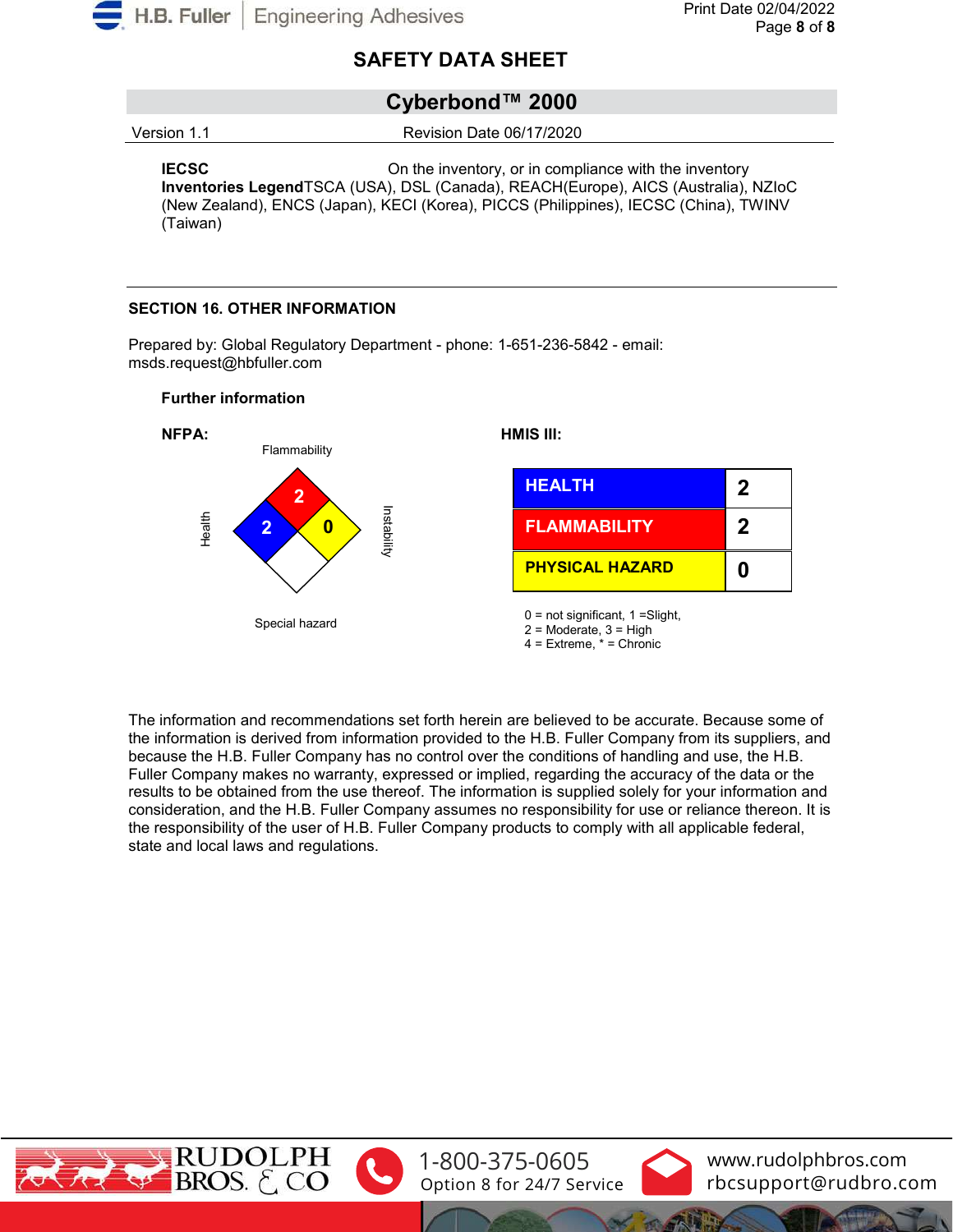**IECSC** On the inventory, or in compliance with the inventory

**Inventories Legend** TSCA (USA), DSL (Canada), REACH(Europe), AICS (Australia), NZIoC (New Zealand), ENCS (Japan), KECI (Korea), PICCS (Philippines), IECSC (China), TWINV (Taiwan)

## SECTION 16. OTHER INFORMATION

Prepared by: Global Regulatory Department - phone: 1-651-236-5842 - email: msds.request@hbfuller.com

**Further information**

**NFPA:**

Flammability
2
Health
2
Instability
0
Special hazard

**HMIS III:**

| | |
|---|---|
| HEALTH | 2 |
| FLAMMABILITY | 2 |
| PHYSICAL HAZARD | 0 |

0 = not significant, 1 =Slight,
2 = Moderate, 3 = High
4 = Extreme, * = Chronic

The information and recommendations set forth herein are believed to be accurate. Because some of the information is derived from information provided to the H.B. Fuller Company from its suppliers, and because the H.B. Fuller Company has no control over the conditions of handling and use, the H.B. Fuller Company makes no warranty, expressed or implied, regarding the accuracy of the data or the results to be obtained from the use thereof. The information is supplied solely for your information and consideration, and the H.B. Fuller Company assumes no responsibility for use or reliance thereon. It is the responsibility of the user of H.B. Fuller Company products to comply with all applicable federal, state and local laws and regulations.